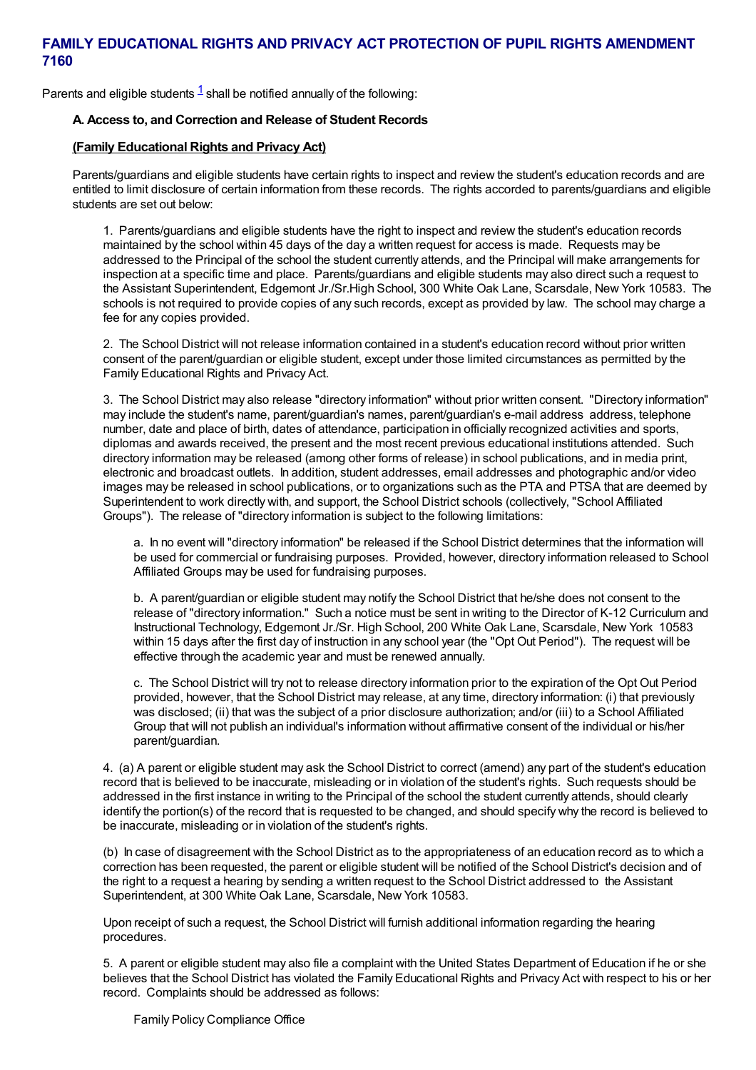# FAMILY EDUCATIONAL RIGHTS AND PRIVACY ACT PROTECTION OF PUPIL RIGHTS AMENDMENT 7160

Parents and eligible students [1] shall be notified annually of the following:

**A. Access to, and Correction and Release of Student Records**

**(Family Educational Rights and Privacy Act)**

Parents/guardians and eligible students have certain rights to inspect and review the student's education records and are entitled to limit disclosure of certain information from these records. The rights accorded to parents/guardians and eligible students are set out below:

1. Parents/guardians and eligible students have the right to inspect and review the student's education records maintained by the school within 45 days of the day a written request for access is made. Requests may be addressed to the Principal of the school the student currently attends, and the Principal will make arrangements for inspection at a specific time and place. Parents/guardians and eligible students may also direct such a request to the Assistant Superintendent, Edgemont Jr./Sr.High School, 300 White Oak Lane, Scarsdale, New York 10583. The schools is not required to provide copies of any such records, except as provided by law. The school may charge a fee for any copies provided.

2. The School District will not release information contained in a student's education record without prior written consent of the parent/guardian or eligible student, except under those limited circumstances as permitted by the Family Educational Rights and Privacy Act.

3. The School District may also release "directory information" without prior written consent. "Directory information" may include the student's name, parent/guardian's names, parent/guardian's e-mail address address, telephone number, date and place of birth, dates of attendance, participation in officially recognized activities and sports, diplomas and awards received, the present and the most recent previous educational institutions attended. Such directory information may be released (among other forms of release) in school publications, and in media print, electronic and broadcast outlets. In addition, student addresses, email addresses and photographic and/or video images may be released in school publications, or to organizations such as the PTA and PTSA that are deemed by Superintendent to work directly with, and support, the School District schools (collectively, "School Affiliated Groups"). The release of "directory information is subject to the following limitations:

   a. In no event will "directory information" be released if the School District determines that the information will be used for commercial or fundraising purposes. Provided, however, directory information released to School Affiliated Groups may be used for fundraising purposes.

   b. A parent/guardian or eligible student may notify the School District that he/she does not consent to the release of "directory information." Such a notice must be sent in writing to the Director of K-12 Curriculum and Instructional Technology, Edgemont Jr./Sr. High School, 200 White Oak Lane, Scarsdale, New York 10583 within 15 days after the first day of instruction in any school year (the "Opt Out Period"). The request will be effective through the academic year and must be renewed annually.

   c. The School District will try not to release directory information prior to the expiration of the Opt Out Period provided, however, that the School District may release, at any time, directory information: (i) that previously was disclosed; (ii) that was the subject of a prior disclosure authorization; and/or (iii) to a School Affiliated Group that will not publish an individual's information without affirmative consent of the individual or his/her parent/guardian.

4. (a) A parent or eligible student may ask the School District to correct (amend) any part of the student's education record that is believed to be inaccurate, misleading or in violation of the student's rights. Such requests should be addressed in the first instance in writing to the Principal of the school the student currently attends, should clearly identify the portion(s) of the record that is requested to be changed, and should specify why the record is believed to be inaccurate, misleading or in violation of the student's rights.

(b) In case of disagreement with the School District as to the appropriateness of an education record as to which a correction has been requested, the parent or eligible student will be notified of the School District's decision and of the right to a request a hearing by sending a written request to the School District addressed to the Assistant Superintendent, at 300 White Oak Lane, Scarsdale, New York 10583.

Upon receipt of such a request, the School District will furnish additional information regarding the hearing procedures.

5. A parent or eligible student may also file a complaint with the United States Department of Education if he or she believes that the School District has violated the Family Educational Rights and Privacy Act with respect to his or her record. Complaints should be addressed as follows:

   Family Policy Compliance Office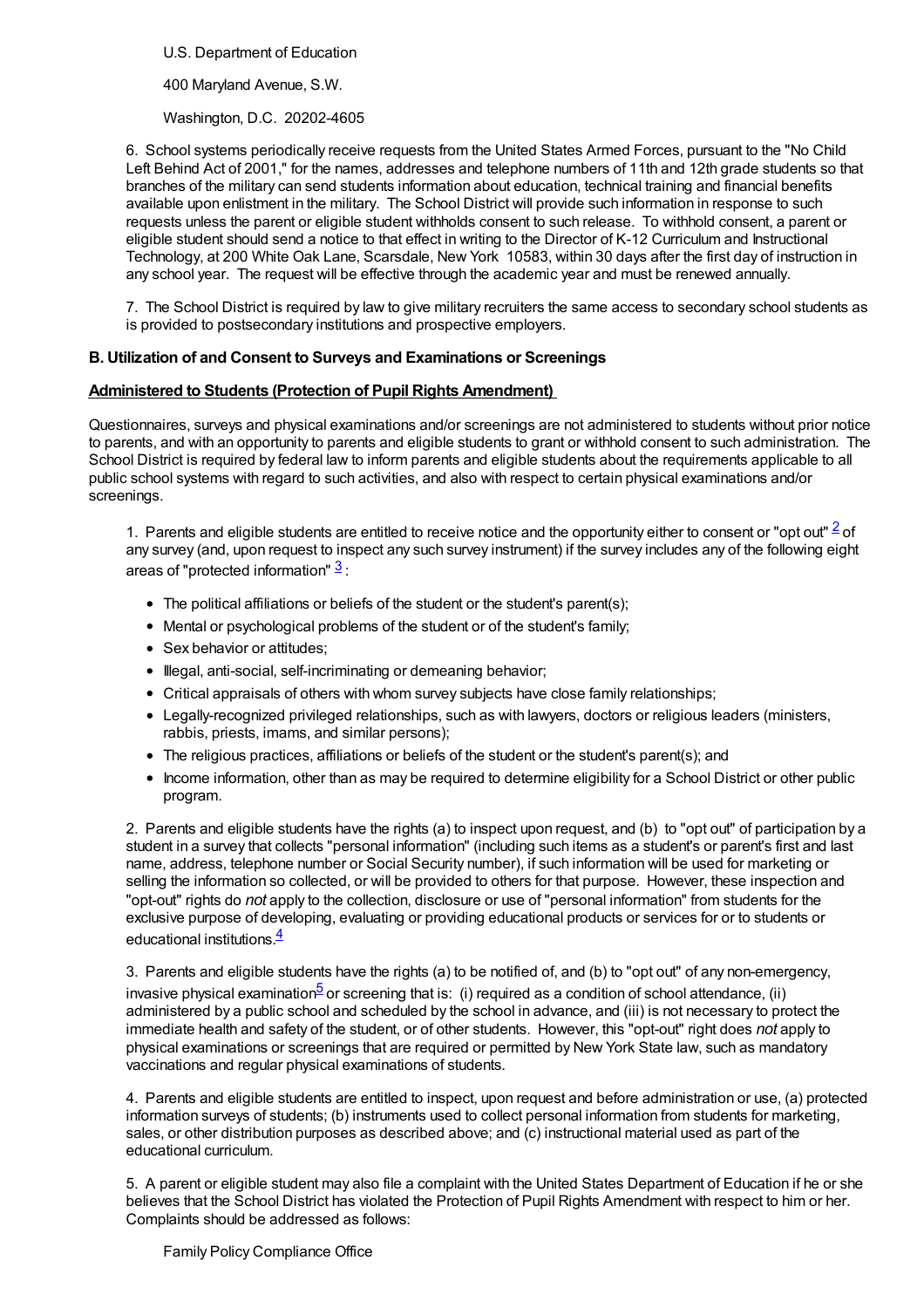U.S. Department of Education

400 Maryland Avenue, S.W.

Washington, D.C. 20202-4605

6. School systems periodically receive requests from the United States Armed Forces, pursuant to the "No Child Left Behind Act of 2001," for the names, addresses and telephone numbers of 11th and 12th grade students so that branches of the military can send students information about education, technical training and financial benefits available upon enlistment in the military. The School District will provide such information in response to such requests unless the parent or eligible student withholds consent to such release. To withhold consent, a parent or eligible student should send a notice to that effect in writing to the Director of K-12 Curriculum and Instructional Technology, at 200 White Oak Lane, Scarsdale, New York 10583, within 30 days after the first day of instruction in any school year. The request will be effective through the academic year and must be renewed annually.

7. The School District is required by law to give military recruiters the same access to secondary school students as is provided to postsecondary institutions and prospective employers.

**B. Utilization of and Consent to Surveys and Examinations or Screenings**

**Administered to Students (Protection of Pupil Rights Amendment)**

Questionnaires, surveys and physical examinations and/or screenings are not administered to students without prior notice to parents, and with an opportunity to parents and eligible students to grant or withhold consent to such administration. The School District is required by federal law to inform parents and eligible students about the requirements applicable to all public school systems with regard to such activities, and also with respect to certain physical examinations and/or screenings.

1. Parents and eligible students are entitled to receive notice and the opportunity either to consent or "opt out" [2] of any survey (and, upon request to inspect any such survey instrument) if the survey includes any of the following eight areas of "protected information" [3]:

- The political affiliations or beliefs of the student or the student's parent(s);
- Mental or psychological problems of the student or of the student's family;
- Sex behavior or attitudes;
- Illegal, anti-social, self-incriminating or demeaning behavior;
- Critical appraisals of others with whom survey subjects have close family relationships;
- Legally-recognized privileged relationships, such as with lawyers, doctors or religious leaders (ministers, rabbis, priests, imams, and similar persons);
- The religious practices, affiliations or beliefs of the student or the student's parent(s); and
- Income information, other than as may be required to determine eligibility for a School District or other public program.

2. Parents and eligible students have the rights (a) to inspect upon request, and (b) to "opt out" of participation by a student in a survey that collects "personal information" (including such items as a student's or parent's first and last name, address, telephone number or Social Security number), if such information will be used for marketing or selling the information so collected, or will be provided to others for that purpose. However, these inspection and "opt-out" rights do *not* apply to the collection, disclosure or use of "personal information" from students for the exclusive purpose of developing, evaluating or providing educational products or services for or to students or educational institutions.[4]

3. Parents and eligible students have the rights (a) to be notified of, and (b) to "opt out" of any non-emergency, invasive physical examination[5] or screening that is: (i) required as a condition of school attendance, (ii) administered by a public school and scheduled by the school in advance, and (iii) is not necessary to protect the immediate health and safety of the student, or of other students. However, this "opt-out" right does *not* apply to physical examinations or screenings that are required or permitted by New York State law, such as mandatory vaccinations and regular physical examinations of students.

4. Parents and eligible students are entitled to inspect, upon request and before administration or use, (a) protected information surveys of students; (b) instruments used to collect personal information from students for marketing, sales, or other distribution purposes as described above; and (c) instructional material used as part of the educational curriculum.

5. A parent or eligible student may also file a complaint with the United States Department of Education if he or she believes that the School District has violated the Protection of Pupil Rights Amendment with respect to him or her. Complaints should be addressed as follows:

Family Policy Compliance Office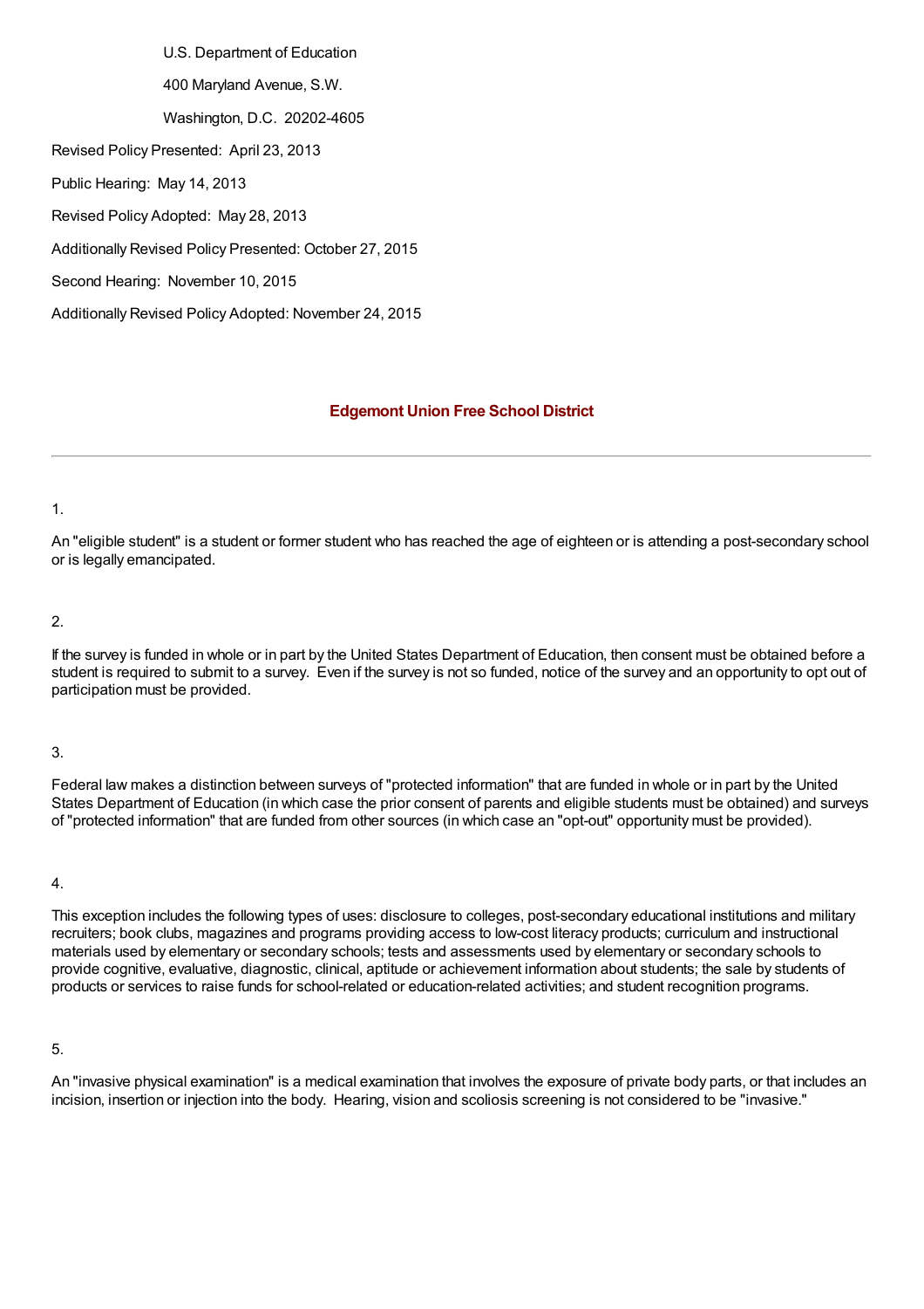U.S. Department of Education

400 Maryland Avenue, S.W.

Washington, D.C.  20202-4605

Revised Policy Presented:  April 23, 2013

Public Hearing:  May 14, 2013

Revised Policy Adopted:  May 28, 2013

Additionally Revised Policy Presented: October 27, 2015

Second Hearing:  November 10, 2015

Additionally Revised Policy Adopted: November 24, 2015

## Edgemont Union Free School District

---

1.

An "eligible student" is a student or former student who has reached the age of eighteen or is attending a post-secondary school or is legally emancipated.

2.

If the survey is funded in whole or in part by the United States Department of Education, then consent must be obtained before a student is required to submit to a survey.  Even if the survey is not so funded, notice of the survey and an opportunity to opt out of participation must be provided.

3.

Federal law makes a distinction between surveys of "protected information" that are funded in whole or in part by the United States Department of Education (in which case the prior consent of parents and eligible students must be obtained) and surveys of "protected information" that are funded from other sources (in which case an "opt-out" opportunity must be provided).

4.

This exception includes the following types of uses: disclosure to colleges, post-secondary educational institutions and military recruiters; book clubs, magazines and programs providing access to low-cost literacy products; curriculum and instructional materials used by elementary or secondary schools; tests and assessments used by elementary or secondary schools to provide cognitive, evaluative, diagnostic, clinical, aptitude or achievement information about students; the sale by students of products or services to raise funds for school-related or education-related activities; and student recognition programs.

5.

An "invasive physical examination" is a medical examination that involves the exposure of private body parts, or that includes an incision, insertion or injection into the body.  Hearing, vision and scoliosis screening is not considered to be "invasive."